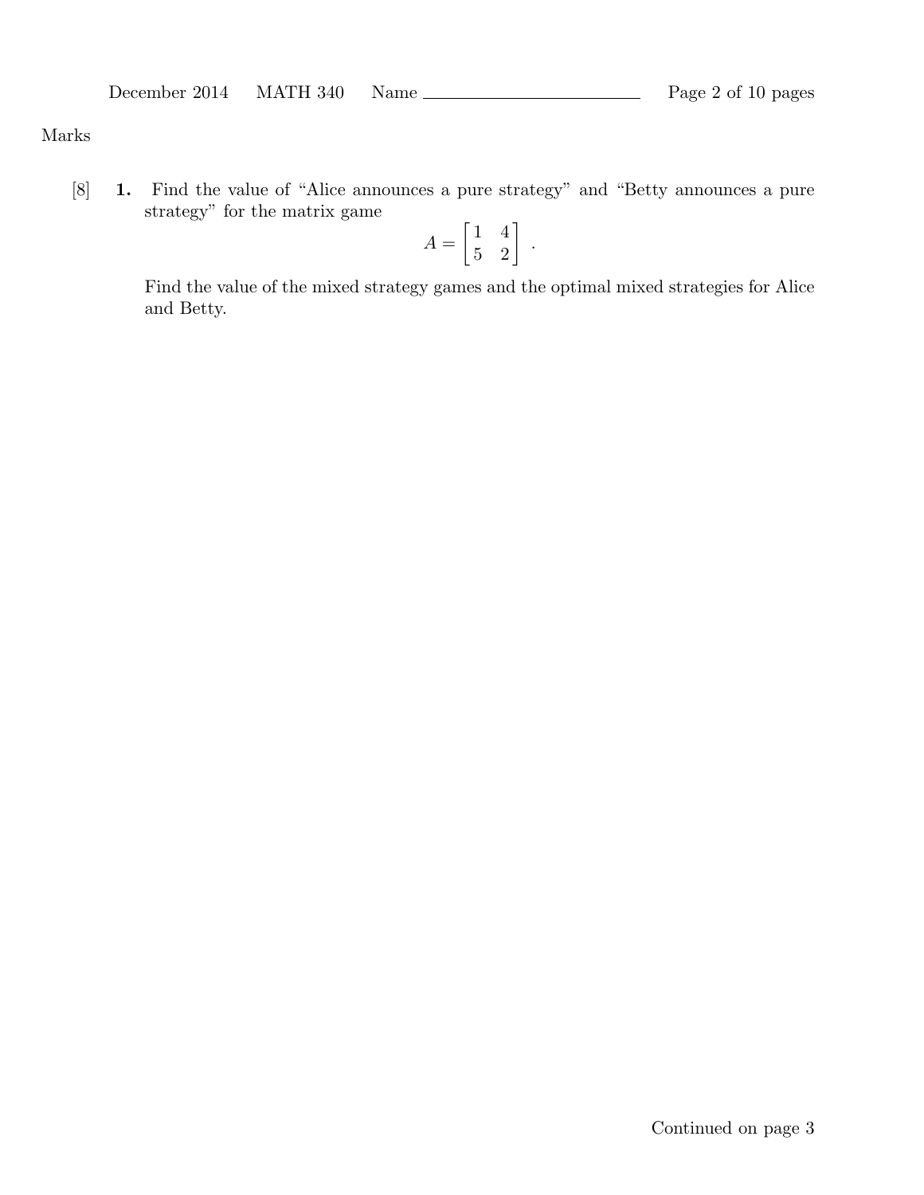Marks

[8] **1.** Find the value of "Alice announces a pure strategy" and "Betty announces a pure strategy" for the matrix game

$$A = \begin{bmatrix} 1 & 4 \\ 5 & 2 \end{bmatrix} .$$

Find the value of the mixed strategy games and the optimal mixed strategies for Alice and Betty.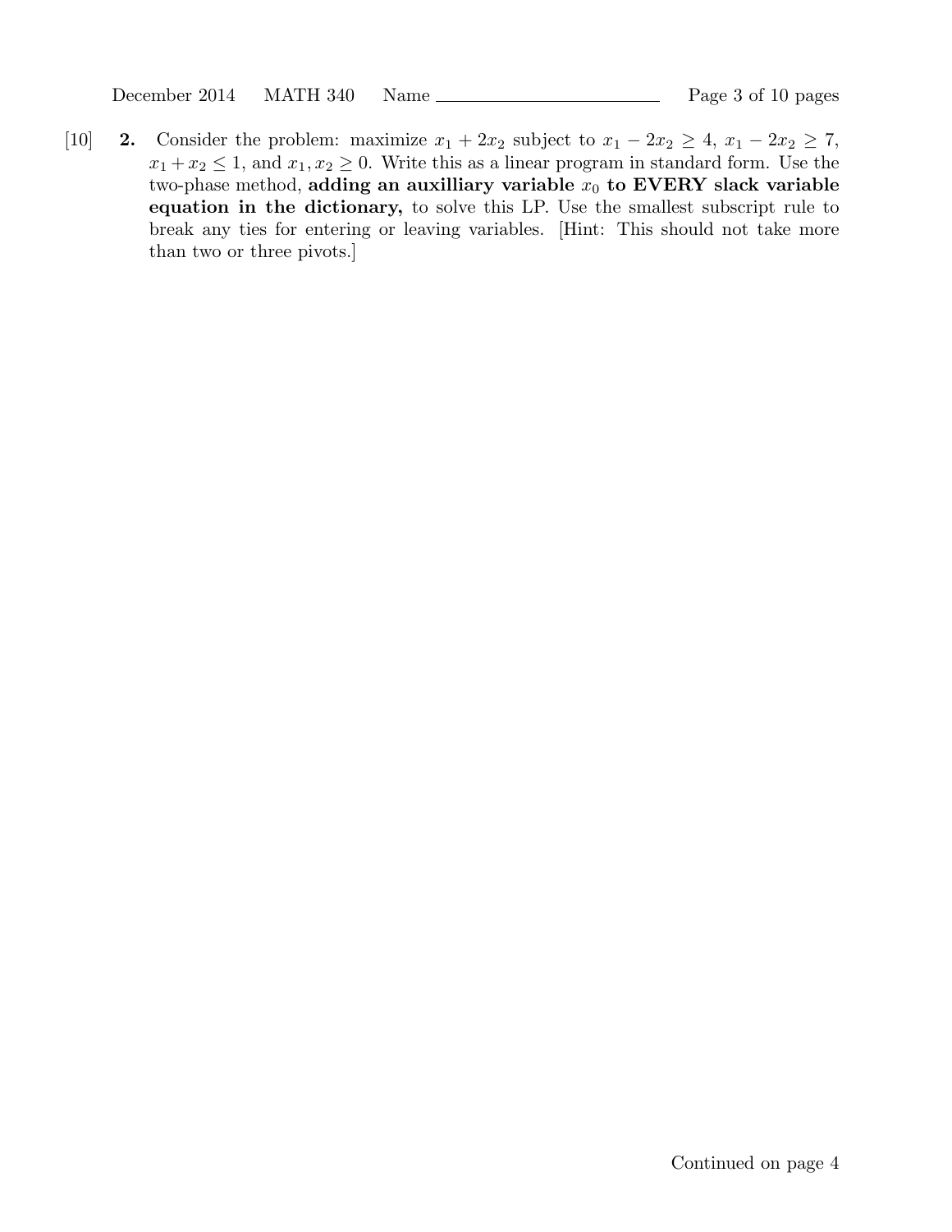[10] **2.** Consider the problem: maximize $x_1 + 2x_2$ subject to $x_1 - 2x_2 \geq 4$, $x_1 - 2x_2 \geq 7$, $x_1 + x_2 \leq 1$, and $x_1, x_2 \geq 0$. Write this as a linear program in standard form. Use the two-phase method, **adding an auxilliary variable $x_0$ to EVERY slack variable equation in the dictionary,** to solve this LP. Use the smallest subscript rule to break any ties for entering or leaving variables. [Hint: This should not take more than two or three pivots.]

Continued on page 4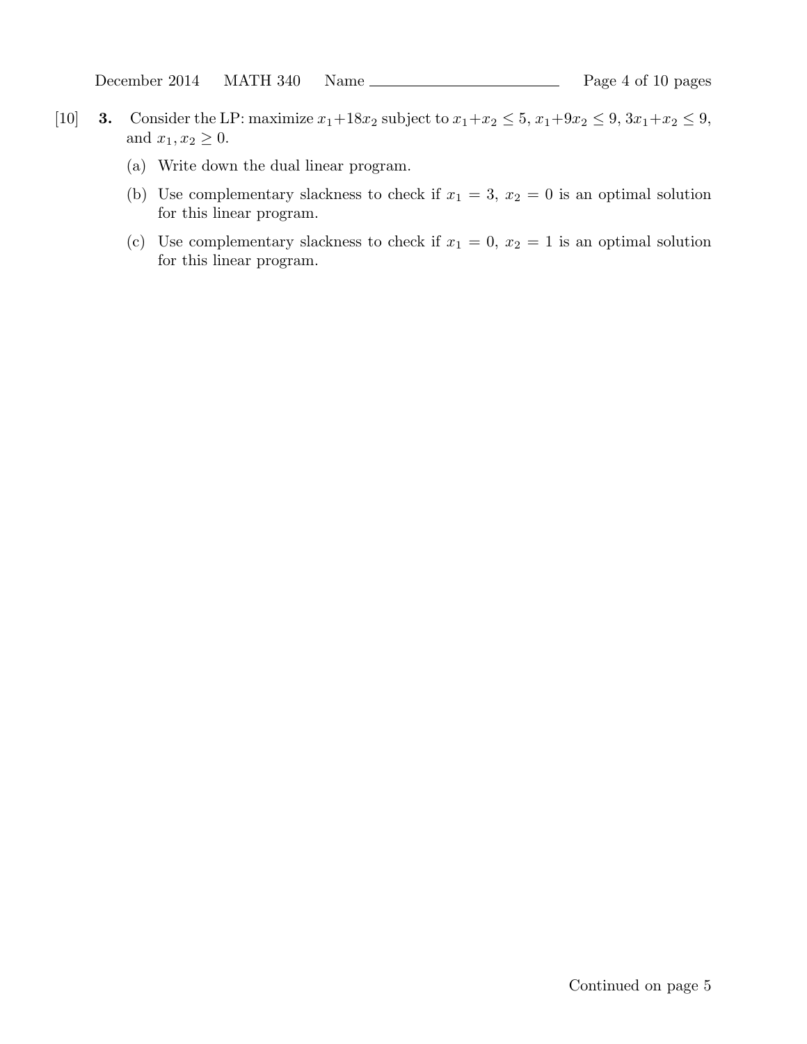[10] **3.** Consider the LP: maximize $x_1+18x_2$ subject to $x_1+x_2 \leq 5$, $x_1+9x_2 \leq 9$, $3x_1+x_2 \leq 9$, and $x_1, x_2 \geq 0$.

(a) Write down the dual linear program.

(b) Use complementary slackness to check if $x_1 = 3$, $x_2 = 0$ is an optimal solution for this linear program.

(c) Use complementary slackness to check if $x_1 = 0$, $x_2 = 1$ is an optimal solution for this linear program.

Continued on page 5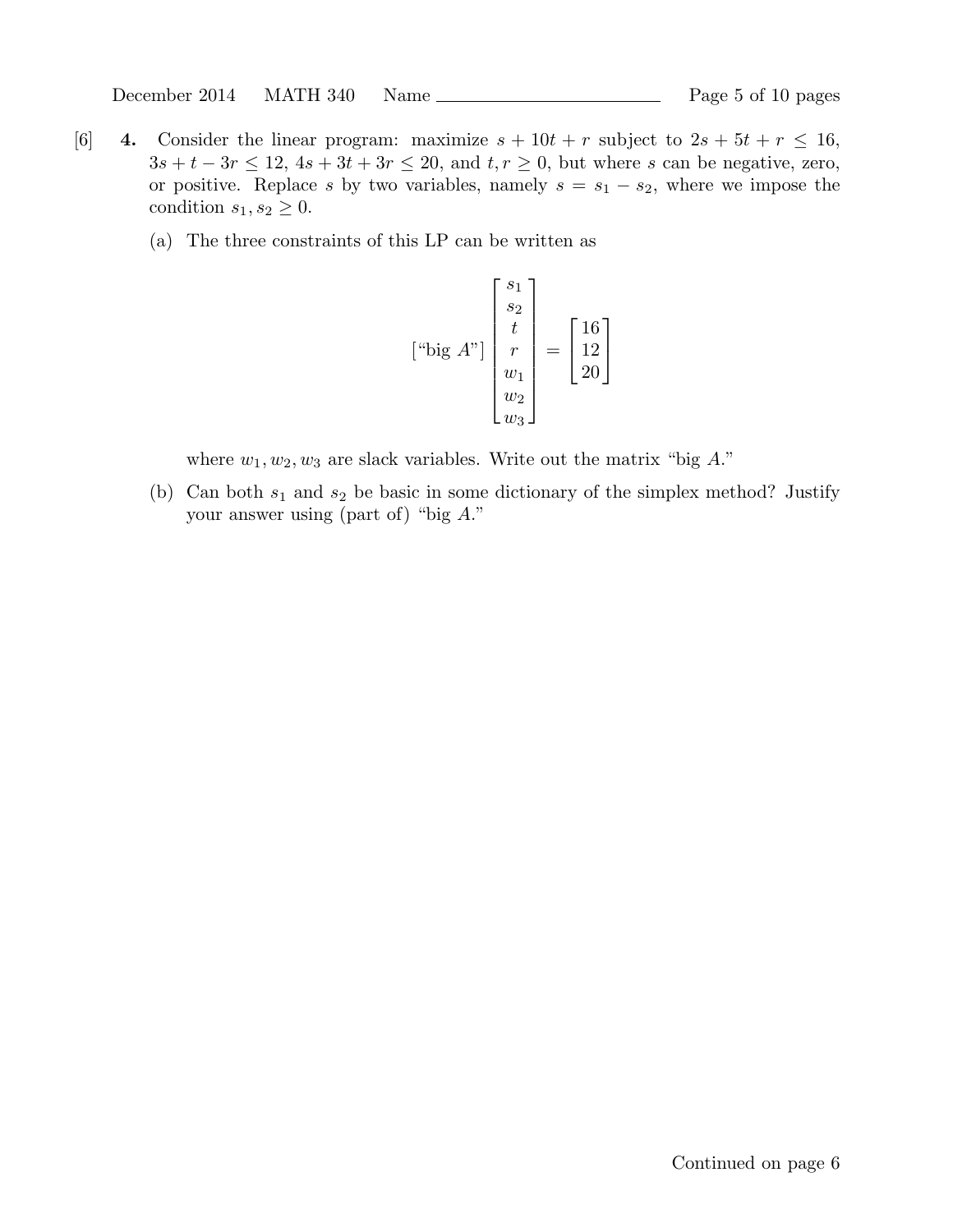[6] **4.** Consider the linear program: maximize $s + 10t + r$ subject to $2s + 5t + r \le 16$, $3s + t - 3r \le 12$, $4s + 3t + 3r \le 20$, and $t, r \ge 0$, but where $s$ can be negative, zero, or positive. Replace $s$ by two variables, namely $s = s_1 - s_2$, where we impose the condition $s_1, s_2 \ge 0$.

(a) The three constraints of this LP can be written as

$$[\text{“big } A\text{”}] \begin{bmatrix} s_1 \\ s_2 \\ t \\ r \\ w_1 \\ w_2 \\ w_3 \end{bmatrix} = \begin{bmatrix} 16 \\ 12 \\ 20 \end{bmatrix}$$

where $w_1, w_2, w_3$ are slack variables. Write out the matrix “big $A$.”

(b) Can both $s_1$ and $s_2$ be basic in some dictionary of the simplex method? Justify your answer using (part of) “big $A$.”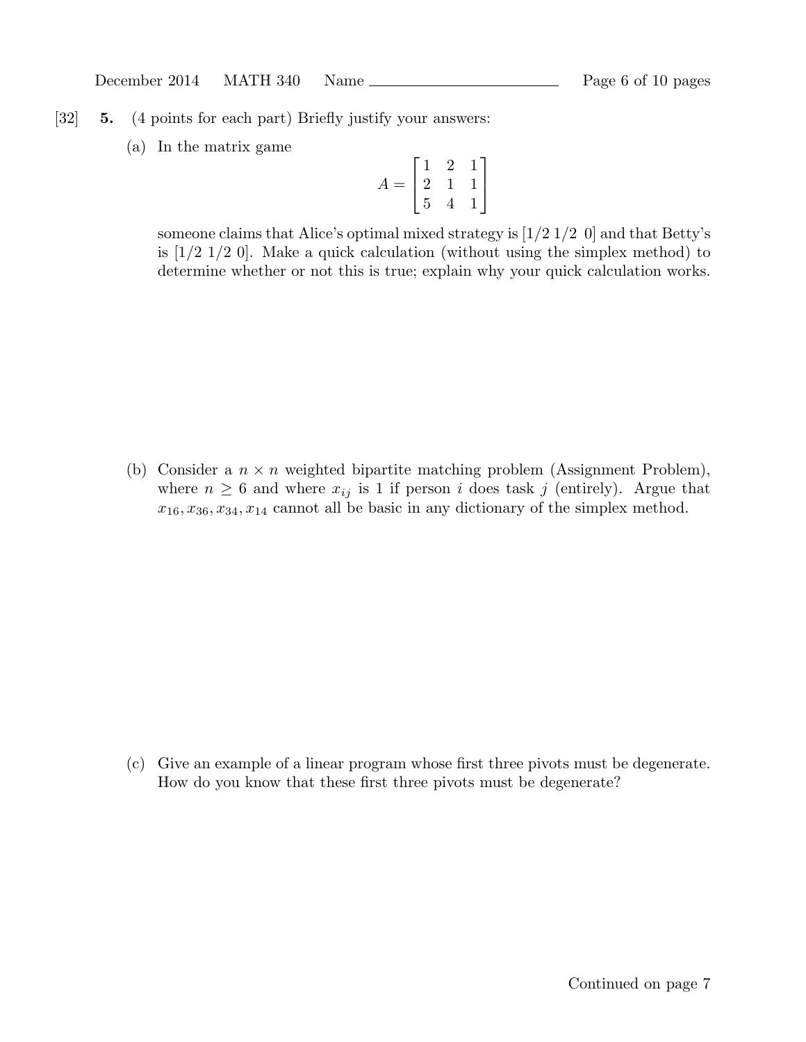[32] **5.** (4 points for each part) Briefly justify your answers:

(a) In the matrix game

$$A = \begin{bmatrix} 1 & 2 & 1 \\ 2 & 1 & 1 \\ 5 & 4 & 1 \end{bmatrix}$$

someone claims that Alice's optimal mixed strategy is [1/2 1/2 0] and that Betty's is [1/2 1/2 0]. Make a quick calculation (without using the simplex method) to determine whether or not this is true; explain why your quick calculation works.

(b) Consider a $n \times n$ weighted bipartite matching problem (Assignment Problem), where $n \geq 6$ and where $x_{ij}$ is 1 if person $i$ does task $j$ (entirely). Argue that $x_{16}, x_{36}, x_{34}, x_{14}$ cannot all be basic in any dictionary of the simplex method.

(c) Give an example of a linear program whose first three pivots must be degenerate. How do you know that these first three pivots must be degenerate?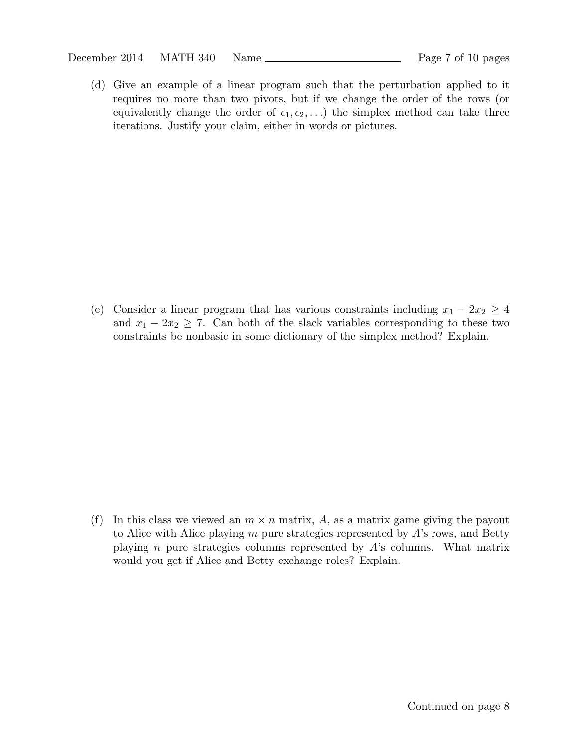(d) Give an example of a linear program such that the perturbation applied to it requires no more than two pivots, but if we change the order of the rows (or equivalently change the order of $\epsilon_1, \epsilon_2, \ldots$) the simplex method can take three iterations. Justify your claim, either in words or pictures.

(e) Consider a linear program that has various constraints including $x_1 - 2x_2 \geq 4$ and $x_1 - 2x_2 \geq 7$. Can both of the slack variables corresponding to these two constraints be nonbasic in some dictionary of the simplex method? Explain.

(f) In this class we viewed an $m \times n$ matrix, $A$, as a matrix game giving the payout to Alice with Alice playing $m$ pure strategies represented by $A$'s rows, and Betty playing $n$ pure strategies columns represented by $A$'s columns. What matrix would you get if Alice and Betty exchange roles? Explain.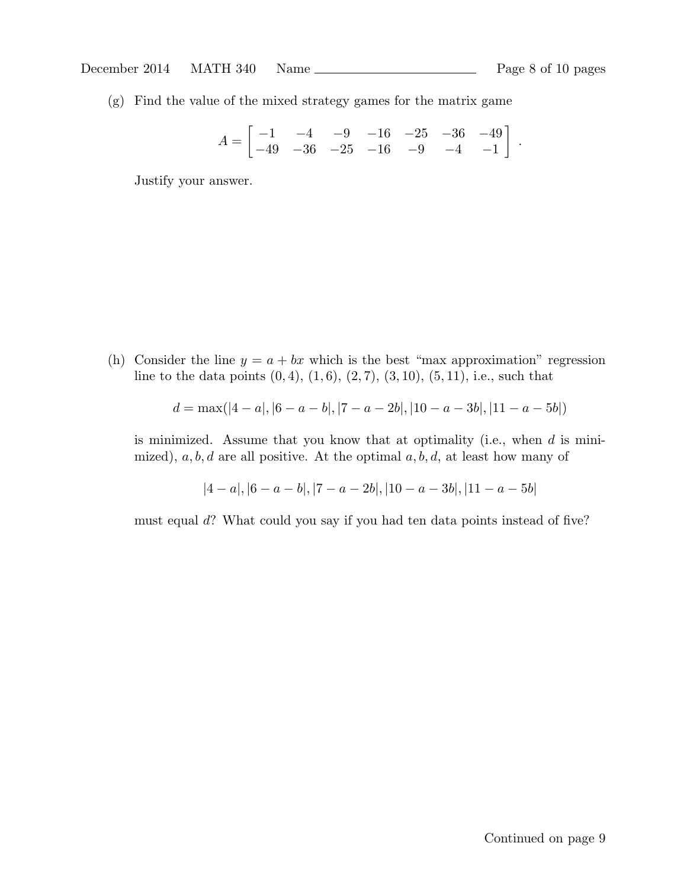(g) Find the value of the mixed strategy games for the matrix game

$$A = \begin{bmatrix} -1 & -4 & -9 & -16 & -25 & -36 & -49 \\ -49 & -36 & -25 & -16 & -9 & -4 & -1 \end{bmatrix}.$$

Justify your answer.

(h) Consider the line $y = a + bx$ which is the best "max approximation" regression line to the data points $(0, 4)$, $(1, 6)$, $(2, 7)$, $(3, 10)$, $(5, 11)$, i.e., such that

$$d = \max(|4 - a|, |6 - a - b|, |7 - a - 2b|, |10 - a - 3b|, |11 - a - 5b|)$$

is minimized. Assume that you know that at optimality (i.e., when $d$ is minimized), $a, b, d$ are all positive. At the optimal $a, b, d$, at least how many of

$$|4 - a|, |6 - a - b|, |7 - a - 2b|, |10 - a - 3b|, |11 - a - 5b|$$

must equal $d$? What could you say if you had ten data points instead of five?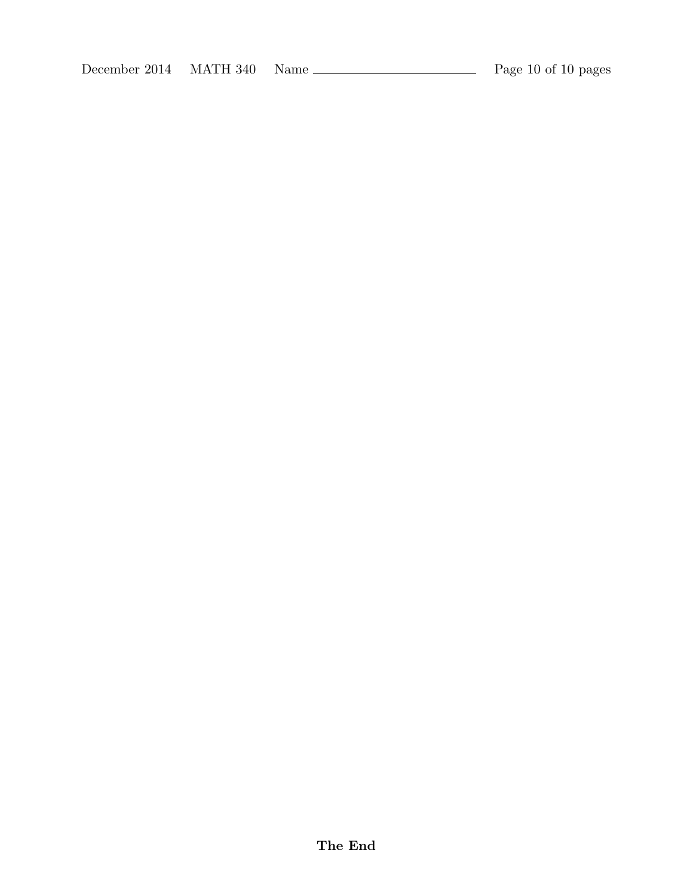**The End**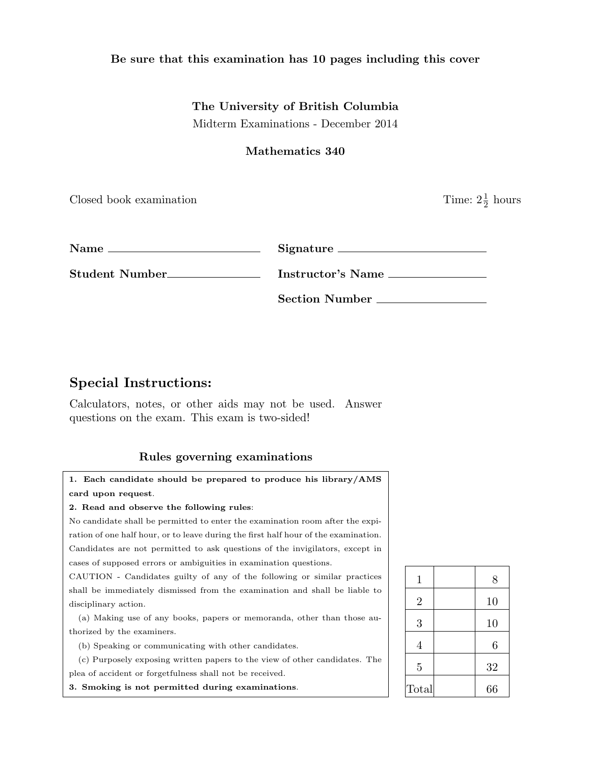**Be sure that this examination has 10 pages including this cover**

**The University of British Columbia**

Midterm Examinations - December 2014

**Mathematics 340**

Closed book examination

Time: $2\frac{1}{2}$ hours

**Name** ____________________

**Signature** ____________________

**Student Number** ____________________

**Instructor's Name** ____________________

**Section Number** ____________________

## Special Instructions:

Calculators, notes, or other aids may not be used. Answer questions on the exam. This exam is two-sided!

### Rules governing examinations

**1. Each candidate should be prepared to produce his library/AMS card upon request.**

**2. Read and observe the following rules:**

No candidate shall be permitted to enter the examination room after the expiration of one half hour, or to leave during the first half hour of the examination. Candidates are not permitted to ask questions of the invigilators, except in cases of supposed errors or ambiguities in examination questions.

CAUTION - Candidates guilty of any of the following or similar practices shall be immediately dismissed from the examination and shall be liable to disciplinary action.

(a) Making use of any books, papers or memoranda, other than those authorized by the examiners.

(b) Speaking or communicating with other candidates.

(c) Purposely exposing written papers to the view of other candidates. The plea of accident or forgetfulness shall not be received.

**3. Smoking is not permitted during examinations.**

| | | |
|---|---|---|
| 1 | | 8 |
| 2 | | 10 |
| 3 | | 10 |
| 4 | | 6 |
| 5 | | 32 |
| Total | | 66 |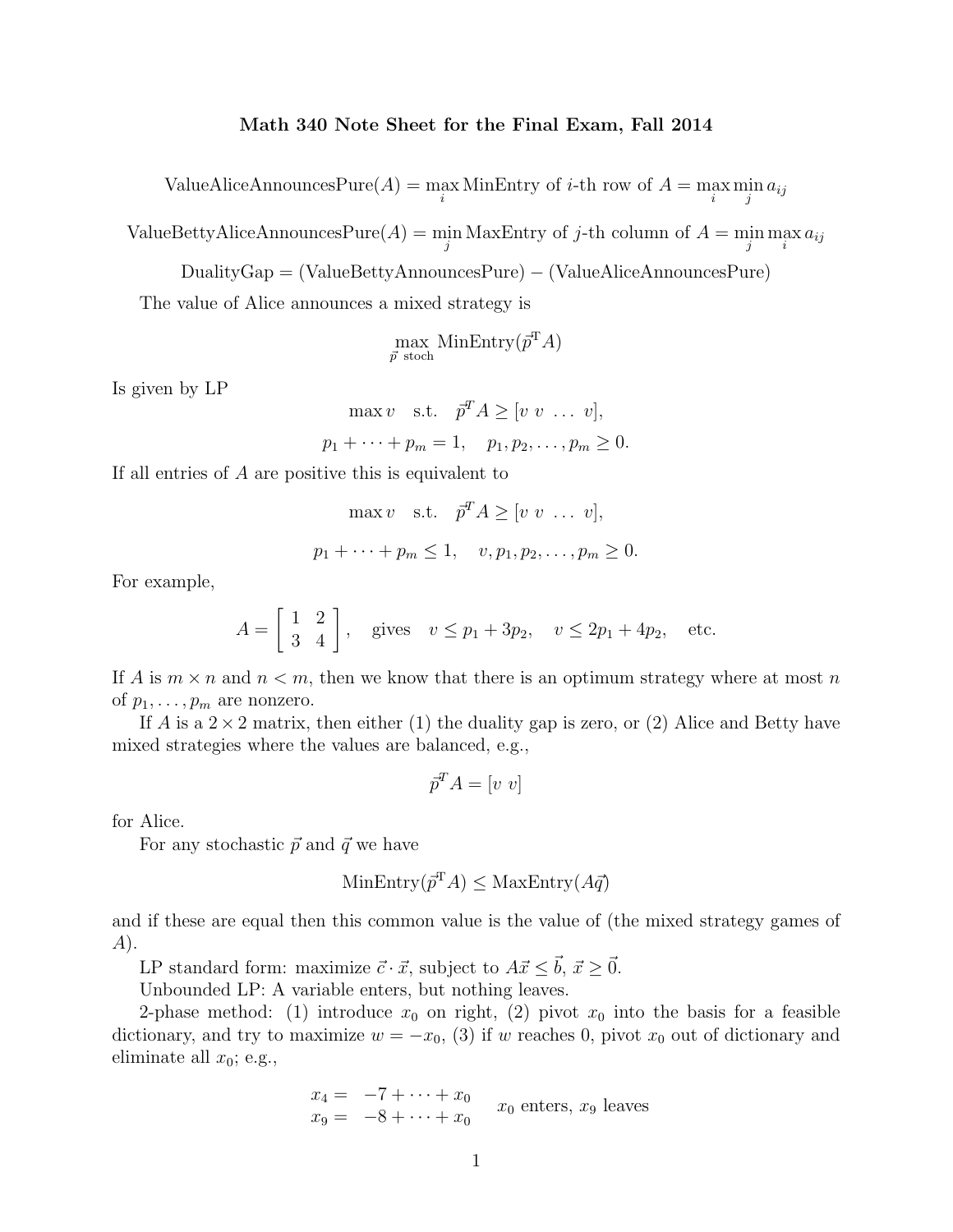# Math 340 Note Sheet for the Final Exam, Fall 2014

$$\text{ValueAliceAnnouncesPure}(A) = \max_i \text{MinEntry of } i\text{-th row of } A = \max_i \min_j a_{ij}$$

$$\text{ValueBettyAliceAnnouncesPure}(A) = \min_j \text{MaxEntry of } j\text{-th column of } A = \min_j \max_i a_{ij}$$

$$\text{DualityGap} = (\text{ValueBettyAnnouncesPure}) - (\text{ValueAliceAnnouncesPure})$$

The value of Alice announces a mixed strategy is

$$\max_{\vec{p} \text{ stoch}} \text{MinEntry}(\vec{p}^{\mathrm{T}} A)$$

Is given by LP

$$\max v \quad \text{s.t.} \quad \vec{p}^{\mathrm{T}} A \geq [v \ v \ \ldots \ v],$$

$$p_1 + \cdots + p_m = 1, \quad p_1, p_2, \ldots, p_m \geq 0.$$

If all entries of $A$ are positive this is equivalent to

$$\max v \quad \text{s.t.} \quad \vec{p}^{\mathrm{T}} A \geq [v \ v \ \ldots \ v],$$

$$p_1 + \cdots + p_m \leq 1, \quad v, p_1, p_2, \ldots, p_m \geq 0.$$

For example,

$$A = \begin{bmatrix} 1 & 2 \\ 3 & 4 \end{bmatrix}, \quad \text{gives} \quad v \leq p_1 + 3p_2, \quad v \leq 2p_1 + 4p_2, \quad \text{etc.}$$

If $A$ is $m \times n$ and $n < m$, then we know that there is an optimum strategy where at most $n$ of $p_1, \ldots, p_m$ are nonzero.

If $A$ is a $2 \times 2$ matrix, then either (1) the duality gap is zero, or (2) Alice and Betty have mixed strategies where the values are balanced, e.g.,

$$\vec{p}^{\mathrm{T}} A = [v \ v]$$

for Alice.

For any stochastic $\vec{p}$ and $\vec{q}$ we have

$$\text{MinEntry}(\vec{p}^{\mathrm{T}} A) \leq \text{MaxEntry}(A\vec{q})$$

and if these are equal then this common value is the value of (the mixed strategy games of $A$).

LP standard form: maximize $\vec{c} \cdot \vec{x}$, subject to $A\vec{x} \leq \vec{b}$, $\vec{x} \geq \vec{0}$.

Unbounded LP: A variable enters, but nothing leaves.

2-phase method: (1) introduce $x_0$ on right, (2) pivot $x_0$ into the basis for a feasible dictionary, and try to maximize $w = -x_0$, (3) if $w$ reaches 0, pivot $x_0$ out of dictionary and eliminate all $x_0$; e.g.,

$$\begin{aligned} x_4 &= -7 + \cdots + x_0 \\ x_9 &= -8 + \cdots + x_0 \end{aligned} \qquad x_0 \text{ enters, } x_9 \text{ leaves}$$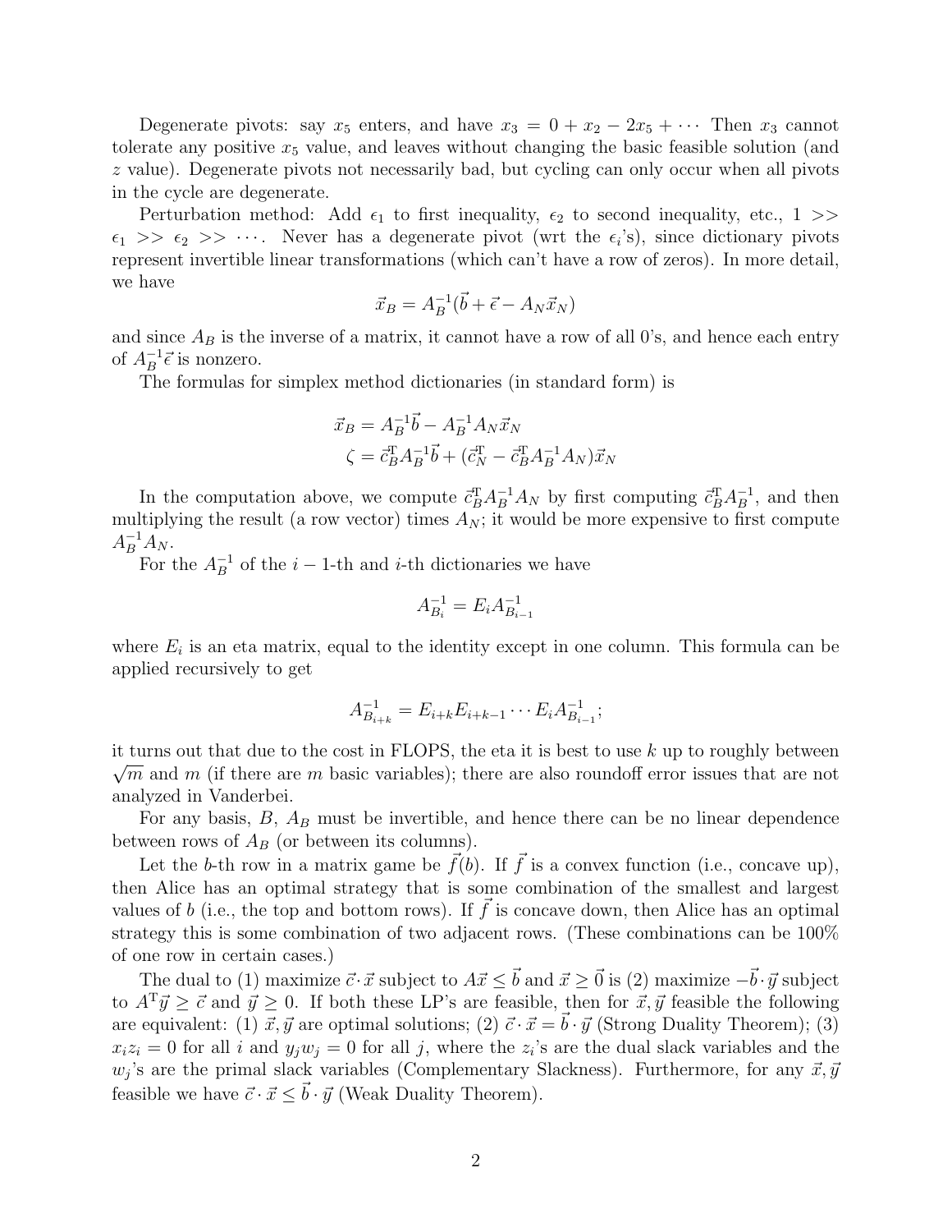Degenerate pivots: say $x_5$ enters, and have $x_3 = 0 + x_2 - 2x_5 + \cdots$ Then $x_3$ cannot tolerate any positive $x_5$ value, and leaves without changing the basic feasible solution (and $z$ value). Degenerate pivots not necessarily bad, but cycling can only occur when all pivots in the cycle are degenerate.

Perturbation method: Add $\epsilon_1$ to first inequality, $\epsilon_2$ to second inequality, etc., $1 >> \epsilon_1 >> \epsilon_2 >> \cdots$. Never has a degenerate pivot (wrt the $\epsilon_i$'s), since dictionary pivots represent invertible linear transformations (which can't have a row of zeros). In more detail, we have

$$\vec{x}_B = A_B^{-1}(\vec{b} + \vec{\epsilon} - A_N\vec{x}_N)$$

and since $A_B$ is the inverse of a matrix, it cannot have a row of all 0's, and hence each entry of $A_B^{-1}\vec{\epsilon}$ is nonzero.

The formulas for simplex method dictionaries (in standard form) is

$$\vec{x}_B = A_B^{-1}\vec{b} - A_B^{-1}A_N\vec{x}_N$$
$$\zeta = \vec{c}_B^{\mathrm{T}}A_B^{-1}\vec{b} + (\vec{c}_N^{\mathrm{T}} - \vec{c}_B^{\mathrm{T}}A_B^{-1}A_N)\vec{x}_N$$

In the computation above, we compute $\vec{c}_B^{\mathrm{T}}A_B^{-1}A_N$ by first computing $\vec{c}_B^{\mathrm{T}}A_B^{-1}$, and then multiplying the result (a row vector) times $A_N$; it would be more expensive to first compute $A_B^{-1}A_N$.

For the $A_B^{-1}$ of the $i-1$-th and $i$-th dictionaries we have

$$A_{B_i}^{-1} = E_i A_{B_{i-1}}^{-1}$$

where $E_i$ is an eta matrix, equal to the identity except in one column. This formula can be applied recursively to get

$$A_{B_{i+k}}^{-1} = E_{i+k}E_{i+k-1}\cdots E_i A_{B_{i-1}}^{-1};$$

it turns out that due to the cost in FLOPS, the eta it is best to use $k$ up to roughly between $\sqrt{m}$ and $m$ (if there are $m$ basic variables); there are also roundoff error issues that are not analyzed in Vanderbei.

For any basis, $B$, $A_B$ must be invertible, and hence there can be no linear dependence between rows of $A_B$ (or between its columns).

Let the $b$-th row in a matrix game be $\vec{f}(b)$. If $\vec{f}$ is a convex function (i.e., concave up), then Alice has an optimal strategy that is some combination of the smallest and largest values of $b$ (i.e., the top and bottom rows). If $\vec{f}$ is concave down, then Alice has an optimal strategy this is some combination of two adjacent rows. (These combinations can be 100% of one row in certain cases.)

The dual to (1) maximize $\vec{c}\cdot\vec{x}$ subject to $A\vec{x} \le \vec{b}$ and $\vec{x} \ge \vec{0}$ is (2) maximize $-\vec{b}\cdot\vec{y}$ subject to $A^{\mathrm{T}}\vec{y} \ge \vec{c}$ and $\vec{y} \ge 0$. If both these LP's are feasible, then for $\vec{x}, \vec{y}$ feasible the following are equivalent: (1) $\vec{x}, \vec{y}$ are optimal solutions; (2) $\vec{c}\cdot\vec{x} = \vec{b}\cdot\vec{y}$ (Strong Duality Theorem); (3) $x_i z_i = 0$ for all $i$ and $y_j w_j = 0$ for all $j$, where the $z_i$'s are the dual slack variables and the $w_j$'s are the primal slack variables (Complementary Slackness). Furthermore, for any $\vec{x}, \vec{y}$ feasible we have $\vec{c}\cdot\vec{x} \le \vec{b}\cdot\vec{y}$ (Weak Duality Theorem).